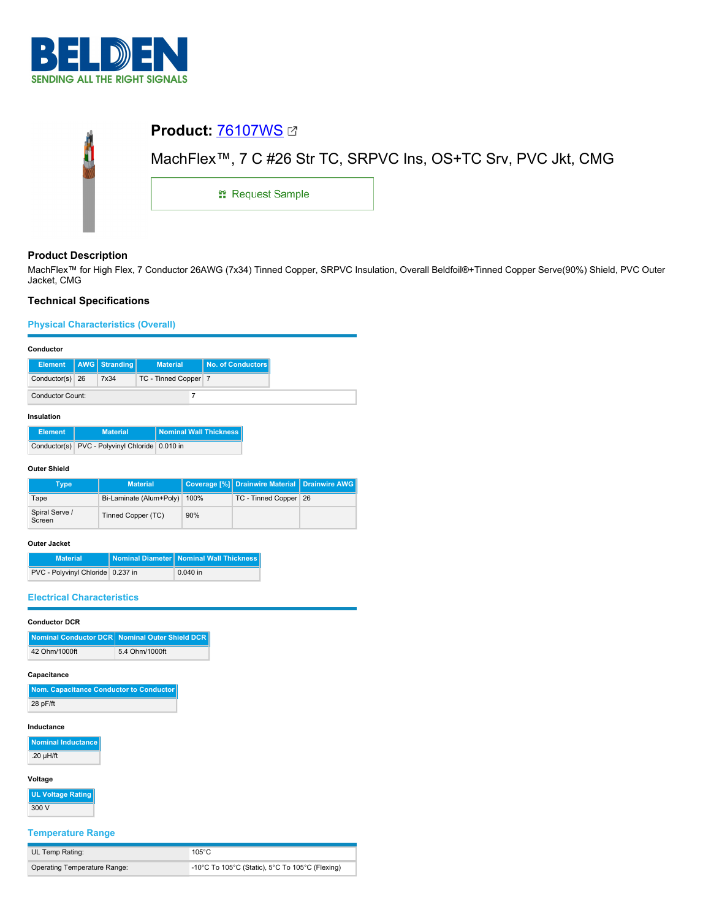# Product: 76107WS

MachFlex™, 7 C #26 Str TC, SRPVC Ins, OS+TC Srv, PVC Jkt, CMG

Request Sample

## Product Description

MachFlex™ for High Flex, 7 Conductor 26AWG (7x34) Tinned Copper, SRPVC Insulation, Overall Beldfoil®+Tinned Copper Serve(90%) Shield, PVC Outer Jacket, CMG

## Technical Specifications

### Physical Characteristics (Overall)

#### Conductor

| Element | AWG | Stranding | Material | No. of Conductors |
|---|---|---|---|---|
| Conductor(s) | 26 | 7x34 | TC - Tinned Copper | 7 |

| Conductor Count: | 7 |
|---|---|

#### Insulation

| Element | Material | Nominal Wall Thickness |
|---|---|---|
| Conductor(s) | PVC - Polyvinyl Chloride | 0.010 in |

#### Outer Shield

| Type | Material | Coverage [%] | Drainwire Material | Drainwire AWG |
|---|---|---|---|---|
| Tape | Bi-Laminate (Alum+Poly) | 100% | TC - Tinned Copper | 26 |
| Spiral Serve / Screen | Tinned Copper (TC) | 90% | | |

#### Outer Jacket

| Material | Nominal Diameter | Nominal Wall Thickness |
|---|---|---|
| PVC - Polyvinyl Chloride | 0.237 in | 0.040 in |

### Electrical Characteristics

#### Conductor DCR

| Nominal Conductor DCR | Nominal Outer Shield DCR |
|---|---|
| 42 Ohm/1000ft | 5.4 Ohm/1000ft |

#### Capacitance

| Nom. Capacitance Conductor to Conductor |
|---|
| 28 pF/ft |

#### Inductance

| Nominal Inductance |
|---|
| .20 µH/ft |

#### Voltage

| UL Voltage Rating |
|---|
| 300 V |

### Temperature Range

| UL Temp Rating: | 105°C |
|---|---|
| Operating Temperature Range: | -10°C To 105°C (Static), 5°C To 105°C (Flexing) |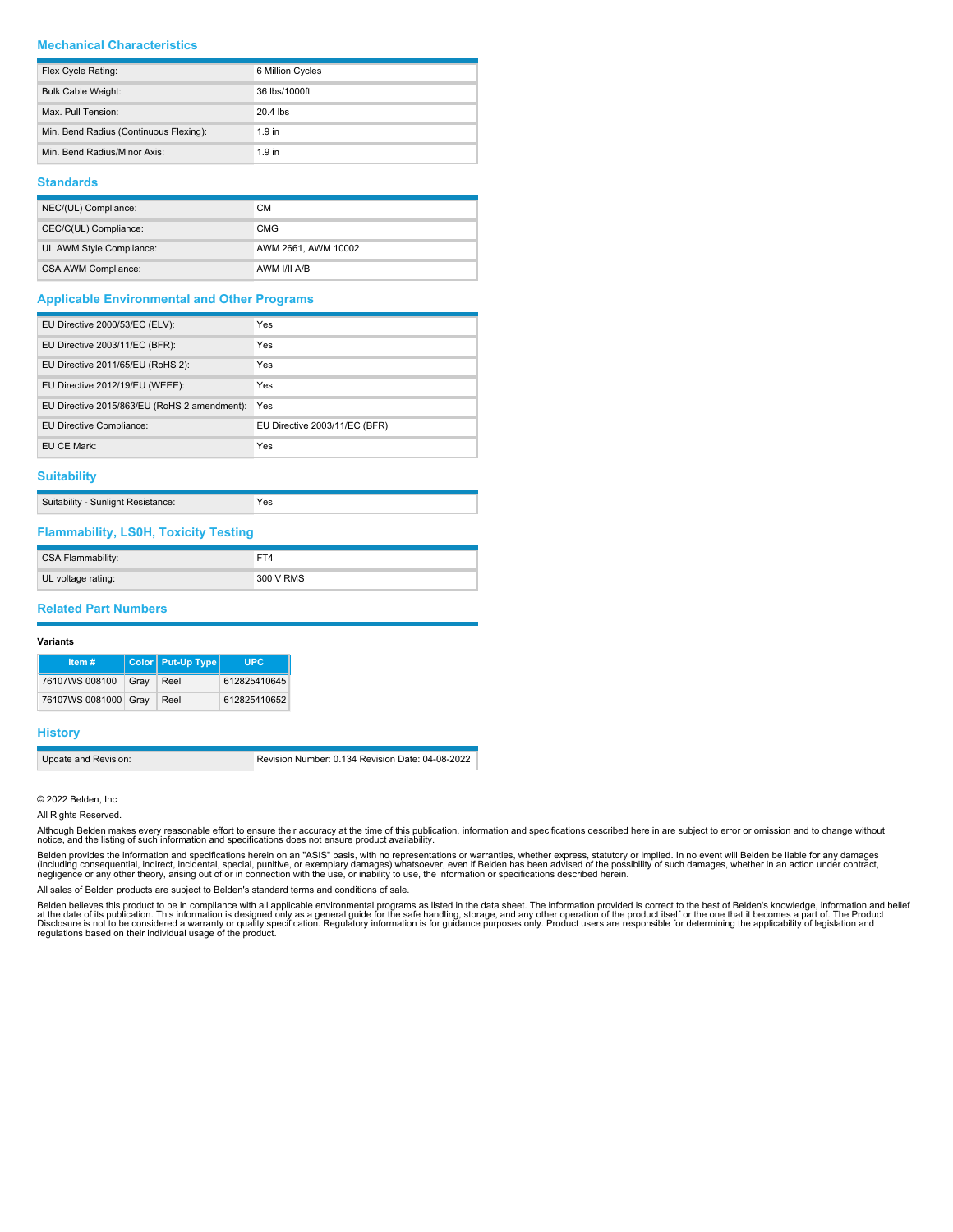## Mechanical Characteristics

| | |
|---|---|
| Flex Cycle Rating: | 6 Million Cycles |
| Bulk Cable Weight: | 36 lbs/1000ft |
| Max. Pull Tension: | 20.4 lbs |
| Min. Bend Radius (Continuous Flexing): | 1.9 in |
| Min. Bend Radius/Minor Axis: | 1.9 in |

## Standards

| | |
|---|---|
| NEC/(UL) Compliance: | CM |
| CEC/C(UL) Compliance: | CMG |
| UL AWM Style Compliance: | AWM 2661, AWM 10002 |
| CSA AWM Compliance: | AWM I/II A/B |

## Applicable Environmental and Other Programs

| | |
|---|---|
| EU Directive 2000/53/EC (ELV): | Yes |
| EU Directive 2003/11/EC (BFR): | Yes |
| EU Directive 2011/65/EU (RoHS 2): | Yes |
| EU Directive 2012/19/EU (WEEE): | Yes |
| EU Directive 2015/863/EU (RoHS 2 amendment): | Yes |
| EU Directive Compliance: | EU Directive 2003/11/EC (BFR) |
| EU CE Mark: | Yes |

## Suitability

| | |
|---|---|
| Suitability - Sunlight Resistance: | Yes |

## Flammability, LS0H, Toxicity Testing

| | |
|---|---|
| CSA Flammability: | FT4 |
| UL voltage rating: | 300 V RMS |

## Related Part Numbers

**Variants**

| Item # | Color | Put-Up Type | UPC |
|---|---|---|---|
| 76107WS 008100 | Gray | Reel | 612825410645 |
| 76107WS 0081000 | Gray | Reel | 612825410652 |

## History

| | |
|---|---|
| Update and Revision: | Revision Number: 0.134 Revision Date: 04-08-2022 |

© 2022 Belden, Inc

All Rights Reserved.

Although Belden makes every reasonable effort to ensure their accuracy at the time of this publication, information and specifications described here in are subject to error or omission and to change without notice, and the listing of such information and specifications does not ensure product availability.

Belden provides the information and specifications herein on an "ASIS" basis, with no representations or warranties, whether express, statutory or implied. In no event will Belden be liable for any damages (including consequential, indirect, incidental, special, punitive, or exemplary damages) whatsoever, even if Belden has been advised of the possibility of such damages, whether in an action under contract, negligence or any other theory, arising out of or in connection with the use, or inability to use, the information or specifications described herein.

All sales of Belden products are subject to Belden's standard terms and conditions of sale.

Belden believes this product to be in compliance with all applicable environmental programs as listed in the data sheet. The information provided is correct to the best of Belden's knowledge, information and belief at the date of its publication. This information is designed only as a general guide for the safe handling, storage, and any other operation of the product itself or the one that it becomes a part of. The Product Disclosure is not to be considered a warranty or quality specification. Regulatory information is for guidance purposes only. Product users are responsible for determining the applicability of legislation and regulations based on their individual usage of the product.